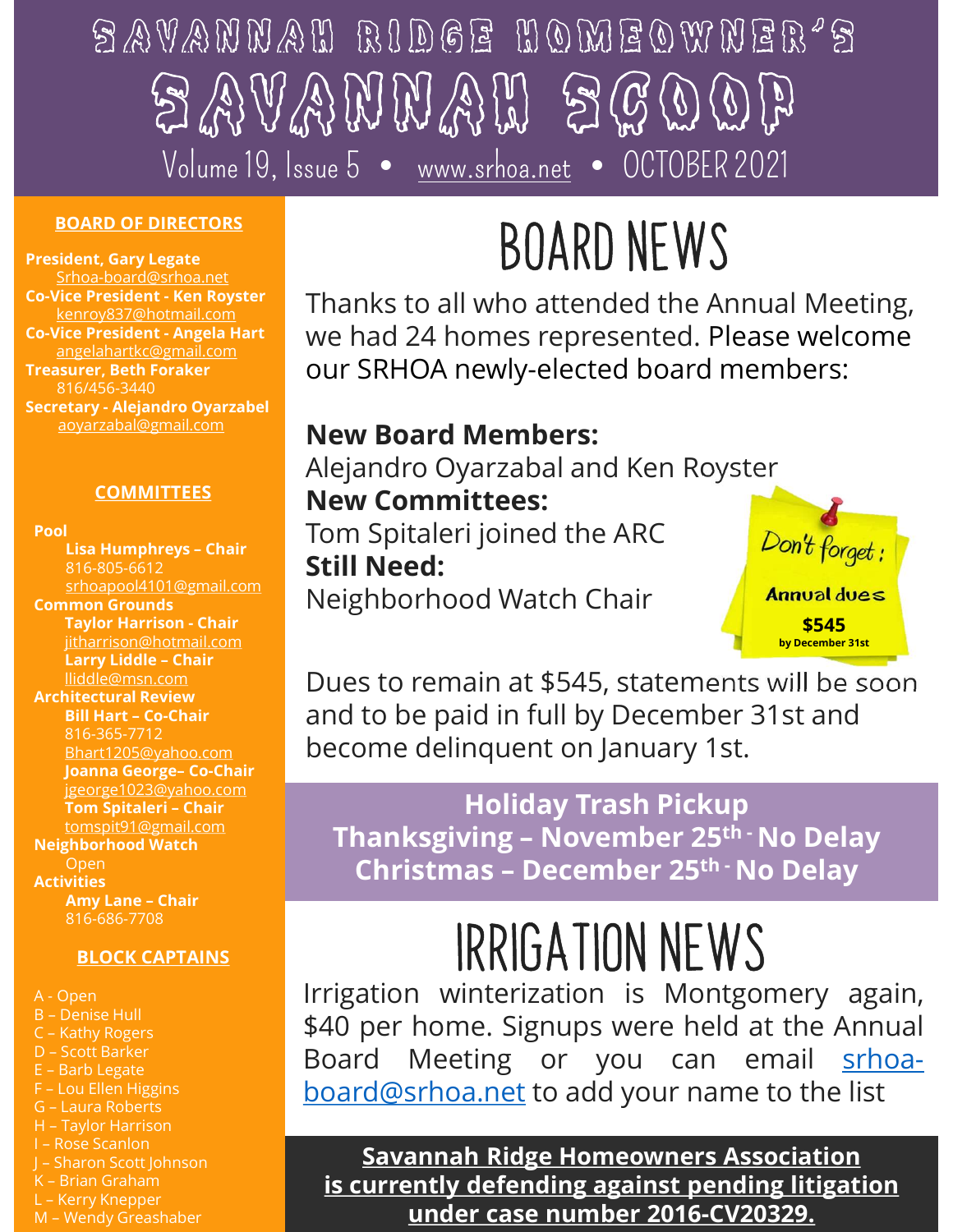# SAVANNAH RIDGE HOMEOWNER'S

# SAVANNAH SCOOP

Volume 19, Issue 5 • www.srhoa.net • OCTOBER 2021

## BOARD NEWS

Thanks to all who attended the Annual Meeting, we had 24 homes represented. Please welcome our SRHOA newly-elected board members:

**New Board Members:**
Alejandro Oyarzabal and Ken Royster

**New Committees:**
Tom Spitaleri joined the ARC

**Still Need:**
Neighborhood Watch Chair

Don't forget:
Annual dues
**$545**
**by December 31st**

Dues to remain at $545, statements will be soon and to be paid in full by December 31st and become delinquent on January 1st.

**Holiday Trash Pickup**
**Thanksgiving – November 25th - No Delay**
**Christmas – December 25th - No Delay**

## IRRIGATION NEWS

Irrigation winterization is Montgomery again, $40 per home. Signups were held at the Annual Board Meeting or you can email srhoa-board@srhoa.net to add your name to the list

**Savannah Ridge Homeowners Association is currently defending against pending litigation under case number 2016-CV20329.**

### BOARD OF DIRECTORS

**President, Gary Legate**
Srhoa-board@srhoa.net
**Co-Vice President - Ken Royster**
kenroy837@hotmail.com
**Co-Vice President - Angela Hart**
angelahartkc@gmail.com
**Treasurer, Beth Foraker**
816/456-3440
**Secretary - Alejandro Oyarzabel**
aoyarzabal@gmail.com

### COMMITTEES

**Pool**
- **Lisa Humphreys – Chair**
  816-805-6612
  srhoapool4101@gmail.com

**Common Grounds**
- **Taylor Harrison - Chair**
  jitharrison@hotmail.com
- **Larry Liddle – Chair**
  lliddle@msn.com

**Architectural Review**
- **Bill Hart – Co-Chair**
  816-365-7712
  Bhart1205@yahoo.com
- **Joanna George– Co-Chair**
  jgeorge1023@yahoo.com
- **Tom Spitaleri – Chair**
  tomspit91@gmail.com

**Neighborhood Watch**
- Open

**Activities**
- **Amy Lane – Chair**
  816-686-7708

### BLOCK CAPTAINS

A - Open
B – Denise Hull
C – Kathy Rogers
D – Scott Barker
E – Barb Legate
F – Lou Ellen Higgins
G – Laura Roberts
H – Taylor Harrison
I – Rose Scanlon
J – Sharon Scott Johnson
K – Brian Graham
L – Kerry Knepper
M – Wendy Greashaber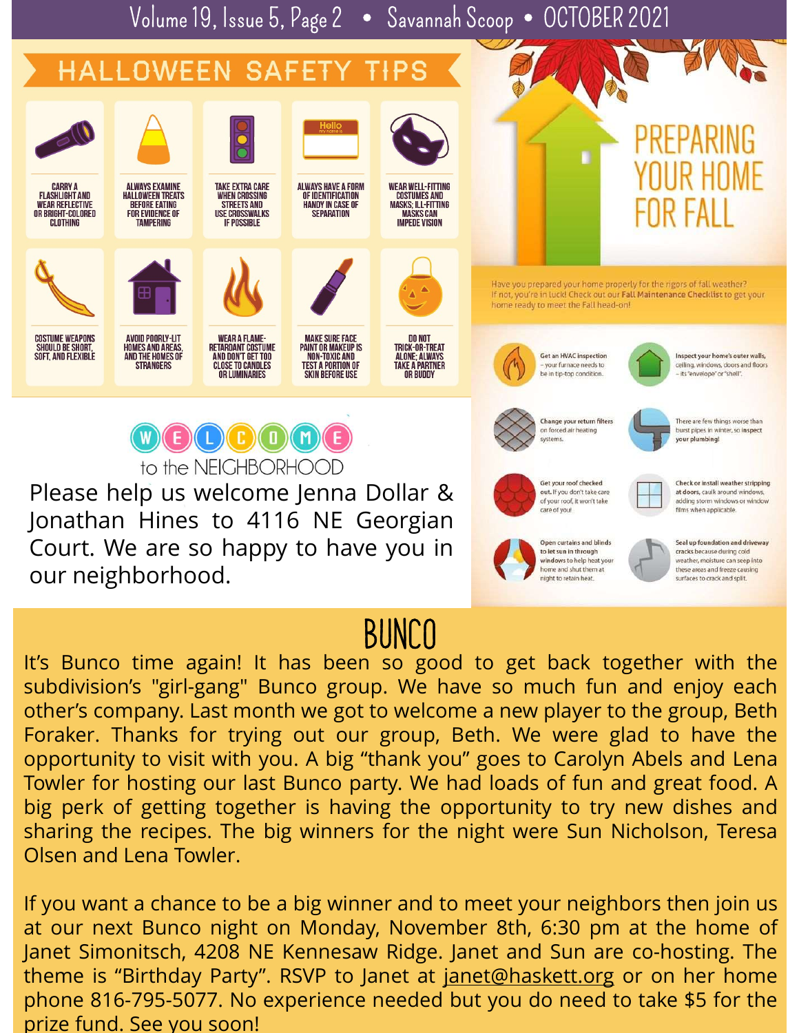## HALLOWEEN SAFETY TIPS

- CARRY A FLASHLIGHT AND WEAR REFLECTIVE OR BRIGHT-COLORED CLOTHING
- ALWAYS EXAMINE HALLOWEEN TREATS BEFORE EATING FOR EVIDENCE OF TAMPERING
- TAKE EXTRA CARE WHEN CROSSING STREETS AND USE CROSSWALKS IF POSSIBLE
- ALWAYS HAVE A FORM OF IDENTIFICATION HANDY IN CASE OF SEPARATION
- WEAR WELL-FITTING COSTUMES AND MASKS; ILL-FITTING MASKS CAN IMPEDE VISION
- COSTUME WEAPONS SHOULD BE SHORT, SOFT, AND FLEXIBLE
- AVOID POORLY-LIT HOMES AND AREAS, AND THE HOMES OF STRANGERS
- WEAR A FLAME-RETARDANT COSTUME AND DON'T GET TOO CLOSE TO CANDLES OR LUMINARIES
- MAKE SURE FACE PAINT OR MAKEUP IS NON-TOXIC AND TEST A PORTION OF SKIN BEFORE USE
- DO NOT TRICK-OR-TREAT ALONE; ALWAYS TAKE A PARTNER OR BUDDY

## WELCOME to the NEIGHBORHOOD

Please help us welcome Jenna Dollar & Jonathan Hines to 4116 NE Georgian Court. We are so happy to have you in our neighborhood.

## PREPARING YOUR HOME FOR FALL

Have you prepared your home properly for the rigors of fall weather? If not, you're in luck! Check out our **Fall Maintenance Checklist** to get your home ready to meet the Fall head-on!

- **Get an HVAC inspection** – your furnace needs to be in tip-top condition.
- **Inspect your home's outer walls,** ceiling, windows, doors and floors – its "envelope" or "shell".
- **Change your return filters** on forced air heating systems.
- There are few things worse than burst pipes in winter, so **inspect your plumbing!**
- **Get your roof checked out.** If you don't take care of your roof, it won't take care of you!
- **Check or install weather stripping** at doors, caulk around windows, adding storm windows or window films when applicable.
- **Open curtains and blinds** to let sun in through windows to help heat your home and shut them at night to retain heat.
- **Seal up foundation and driveway** cracks because during cold weather, moisture can seep into these areas and freeze causing surfaces to crack and split.

## BUNCO

It's Bunco time again! It has been so good to get back together with the subdivision's "girl-gang" Bunco group. We have so much fun and enjoy each other's company. Last month we got to welcome a new player to the group, Beth Foraker. Thanks for trying out our group, Beth. We were glad to have the opportunity to visit with you. A big "thank you" goes to Carolyn Abels and Lena Towler for hosting our last Bunco party. We had loads of fun and great food. A big perk of getting together is having the opportunity to try new dishes and sharing the recipes. The big winners for the night were Sun Nicholson, Teresa Olsen and Lena Towler.

If you want a chance to be a big winner and to meet your neighbors then join us at our next Bunco night on Monday, November 8th, 6:30 pm at the home of Janet Simonitsch, 4208 NE Kennesaw Ridge. Janet and Sun are co-hosting. The theme is "Birthday Party". RSVP to Janet at janet@haskett.org or on her home phone 816-795-5077. No experience needed but you do need to take $5 for the prize fund. See you soon!